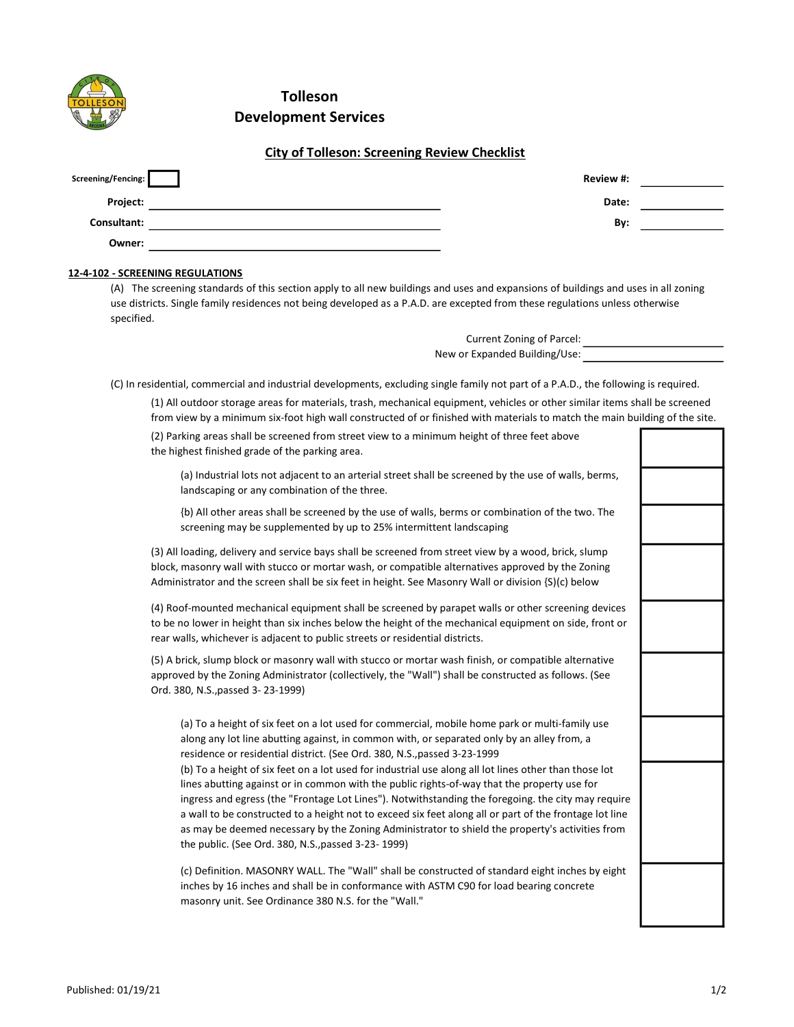# Tolleson
## Development Services

### City of Tolleson: Screening Review Checklist

**Screening/Fencing:** ☐

**Project:** ____________________ **Review #:** __________

**Consultant:** ____________________ **Date:** __________

**Owner:** ____________________ **By:** __________

**12-4-102 - SCREENING REGULATIONS**

(A) The screening standards of this section apply to all new buildings and uses and expansions of buildings and uses in all zoning use districts. Single family residences not being developed as a P.A.D. are excepted from these regulations unless otherwise specified.

Current Zoning of Parcel: __________

New or Expanded Building/Use: __________

(C) In residential, commercial and industrial developments, excluding single family not part of a P.A.D., the following is required.

(1) All outdoor storage areas for materials, trash, mechanical equipment, vehicles or other similar items shall be screened from view by a minimum six-foot high wall constructed of or finished with materials to match the main building of the site.

(2) Parking areas shall be screened from street view to a minimum height of three feet above the highest finished grade of the parking area. ☐

(a) Industrial lots not adjacent to an arterial street shall be screened by the use of walls, berms, landscaping or any combination of the three. ☐

{b) All other areas shall be screened by the use of walls, berms or combination of the two. The screening may be supplemented by up to 25% intermittent landscaping ☐

(3) All loading, delivery and service bays shall be screened from street view by a wood, brick, slump block, masonry wall with stucco or mortar wash, or compatible alternatives approved by the Zoning Administrator and the screen shall be six feet in height. See Masonry Wall or division {S)(c) below ☐

(4) Roof-mounted mechanical equipment shall be screened by parapet walls or other screening devices to be no lower in height than six inches below the height of the mechanical equipment on side, front or rear walls, whichever is adjacent to public streets or residential districts. ☐

(5) A brick, slump block or masonry wall with stucco or mortar wash finish, or compatible alternative approved by the Zoning Administrator (collectively, the "Wall") shall be constructed as follows. (See Ord. 380, N.S.,passed 3- 23-1999) ☐

(a) To a height of six feet on a lot used for commercial, mobile home park or multi-family use along any lot line abutting against, in common with, or separated only by an alley from, a residence or residential district. (See Ord. 380, N.S.,passed 3-23-1999 ☐

(b) To a height of six feet on a lot used for industrial use along all lot lines other than those lot lines abutting against or in common with the public rights-of-way that the property use for ingress and egress (the "Frontage Lot Lines"). Notwithstanding the foregoing. the city may require a wall to be constructed to a height not to exceed six feet along all or part of the frontage lot line as may be deemed necessary by the Zoning Administrator to shield the property's activities from the public. (See Ord. 380, N.S.,passed 3-23- 1999) ☐

(c) Definition. MASONRY WALL. The "Wall" shall be constructed of standard eight inches by eight inches by 16 inches and shall be in conformance with ASTM C90 for load bearing concrete masonry unit. See Ordinance 380 N.S. for the "Wall." ☐

Published: 01/19/21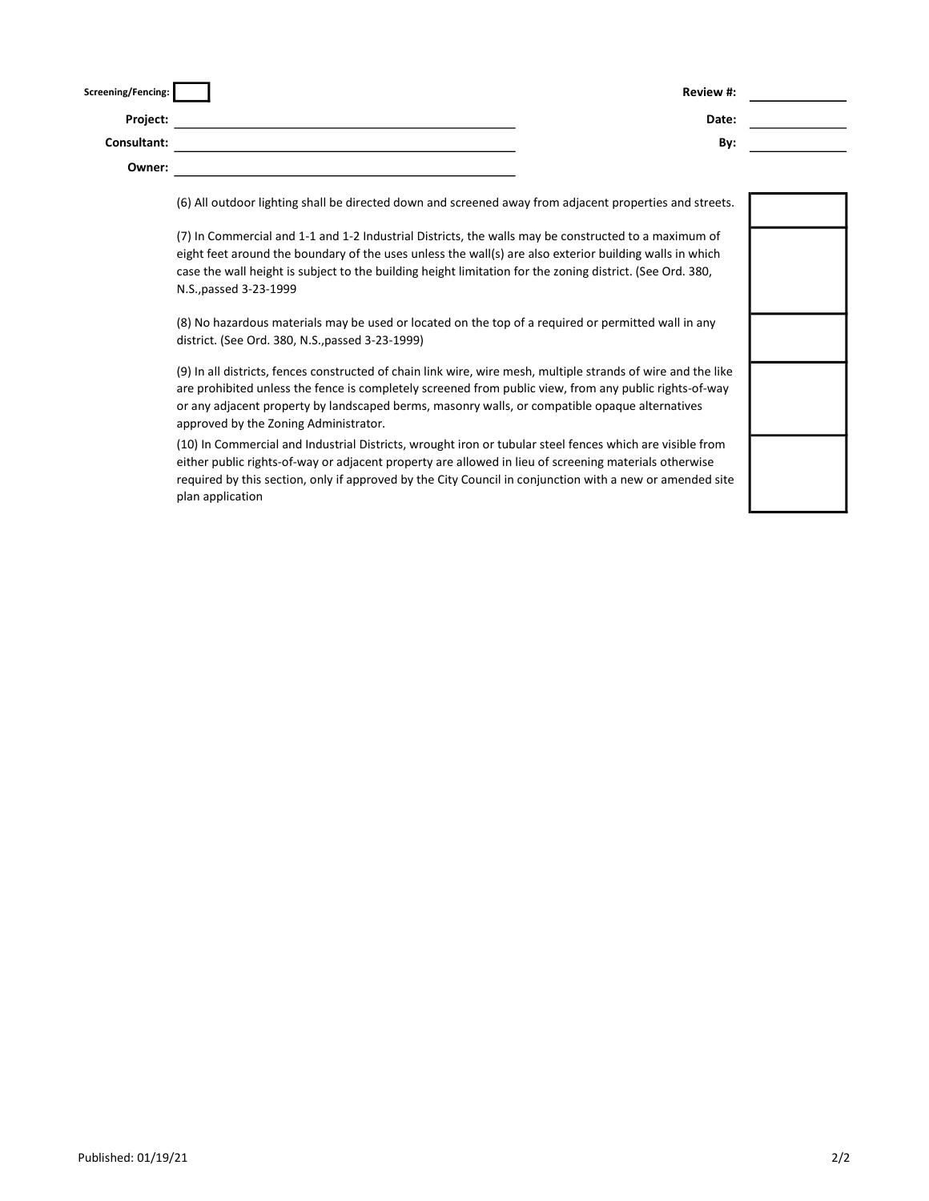**Screening/Fencing:** ☐

**Project:** ____________________

**Consultant:** ____________________

**Owner:** ____________________

**Review #:** ____________

**Date:** ____________

**By:** ____________

| | |
|---|---|
| (6) All outdoor lighting shall be directed down and screened away from adjacent properties and streets. | |
| (7) In Commercial and 1-1 and 1-2 Industrial Districts, the walls may be constructed to a maximum of eight feet around the boundary of the uses unless the wall(s) are also exterior building walls in which case the wall height is subject to the building height limitation for the zoning district. (See Ord. 380, N.S.,passed 3-23-1999 | |
| (8) No hazardous materials may be used or located on the top of a required or permitted wall in any district. (See Ord. 380, N.S.,passed 3-23-1999) | |
| (9) In all districts, fences constructed of chain link wire, wire mesh, multiple strands of wire and the like are prohibited unless the fence is completely screened from public view, from any public rights-of-way or any adjacent property by landscaped berms, masonry walls, or compatible opaque alternatives approved by the Zoning Administrator. | |
| (10) In Commercial and Industrial Districts, wrought iron or tubular steel fences which are visible from either public rights-of-way or adjacent property are allowed in lieu of screening materials otherwise required by this section, only if approved by the City Council in conjunction with a new or amended site plan application | |

Published: 01/19/21